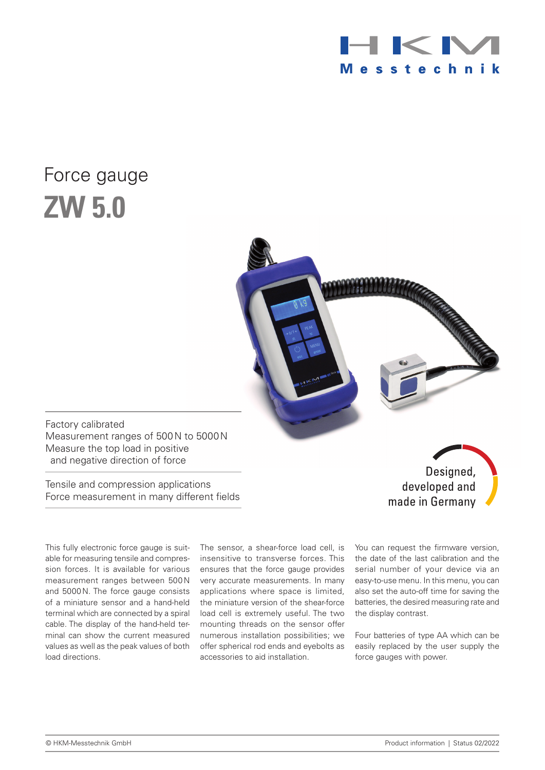# Force gauge

# ZW 5.0

Factory calibrated
Measurement ranges of 500 N to 5000 N
Measure the top load in positive and negative direction of force

Tensile and compression applications
Force measurement in many different fields

Designed, developed and made in Germany

This fully electronic force gauge is suitable for measuring tensile and compression forces. It is available for various measurement ranges between 500 N and 5000 N. The force gauge consists of a miniature sensor and a hand-held terminal which are connected by a spiral cable. The display of the hand-held terminal can show the current measured values as well as the peak values of both load directions.

The sensor, a shear-force load cell, is insensitive to transverse forces. This ensures that the force gauge provides very accurate measurements. In many applications where space is limited, the miniature version of the shear-force load cell is extremely useful. The two mounting threads on the sensor offer numerous installation possibilities; we offer spherical rod ends and eyebolts as accessories to aid installation.

You can request the firmware version, the date of the last calibration and the serial number of your device via an easy-to-use menu. In this menu, you can also set the auto-off time for saving the batteries, the desired measuring rate and the display contrast.

Four batteries of type AA which can be easily replaced by the user supply the force gauges with power.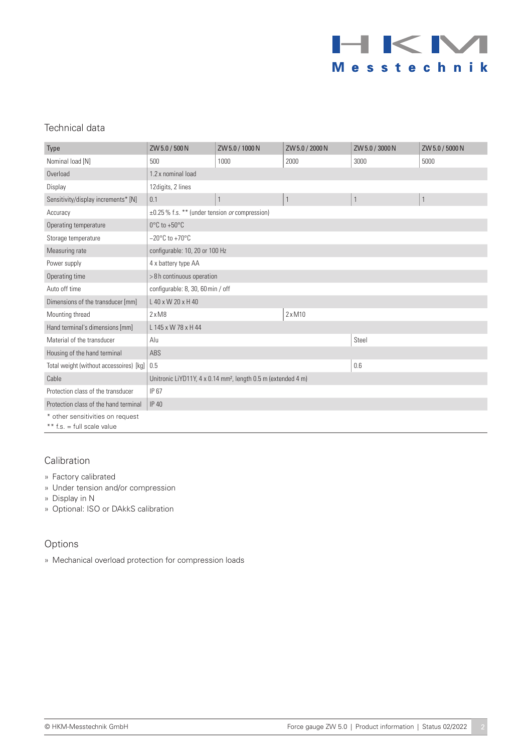## Technical data

| Type | ZW 5.0 / 500 N | ZW 5.0 / 1000 N | ZW 5.0 / 2000 N | ZW 5.0 / 3000 N | ZW 5.0 / 5000 N |
|---|---|---|---|---|---|
| Nominal load [N] | 500 | 1000 | 2000 | 3000 | 5000 |
| Overload | 1.2 x nominal load | | | | |
| Display | 12digits, 2 lines | | | | |
| Sensitivity/display increments* [N] | 0.1 | 1 | 1 | 1 | 1 |
| Accuracy | ±0.25 % f.s. ** (under tension *or* compression) | | | | |
| Operating temperature | 0°C to +50°C | | | | |
| Storage temperature | −20°C to +70°C | | | | |
| Measuring rate | configurable: 10, 20 or 100 Hz | | | | |
| Power supply | 4 x battery type AA | | | | |
| Operating time | > 8 h continuous operation | | | | |
| Auto off time | configurable: 8, 30, 60 min / off | | | | |
| Dimensions of the transducer [mm] | L 40 x W 20 x H 40 | | | | |
| Mounting thread | 2 x M8 | | 2 x M10 | | |
| Hand terminal's dimensions [mm] | L 145 x W 78 x H 44 | | | | |
| Material of the transducer | Alu | | | Steel | |
| Housing of the hand terminal | ABS | | | | |
| Total weight (without accessoires) [kg] | 0.5 | | | 0.6 | |
| Cable | Unitronic LiYD11Y, 4 x 0.14 mm², length 0.5 m (extended 4 m) | | | | |
| Protection class of the transducer | IP 67 | | | | |
| Protection class of the hand terminal | IP 40 | | | | |

\* other sensitivities on request
\*\* f.s. = full scale value

## Calibration

- Factory calibrated
- Under tension and/or compression
- Display in N
- Optional: ISO or DAkkS calibration

## Options

- Mechanical overload protection for compression loads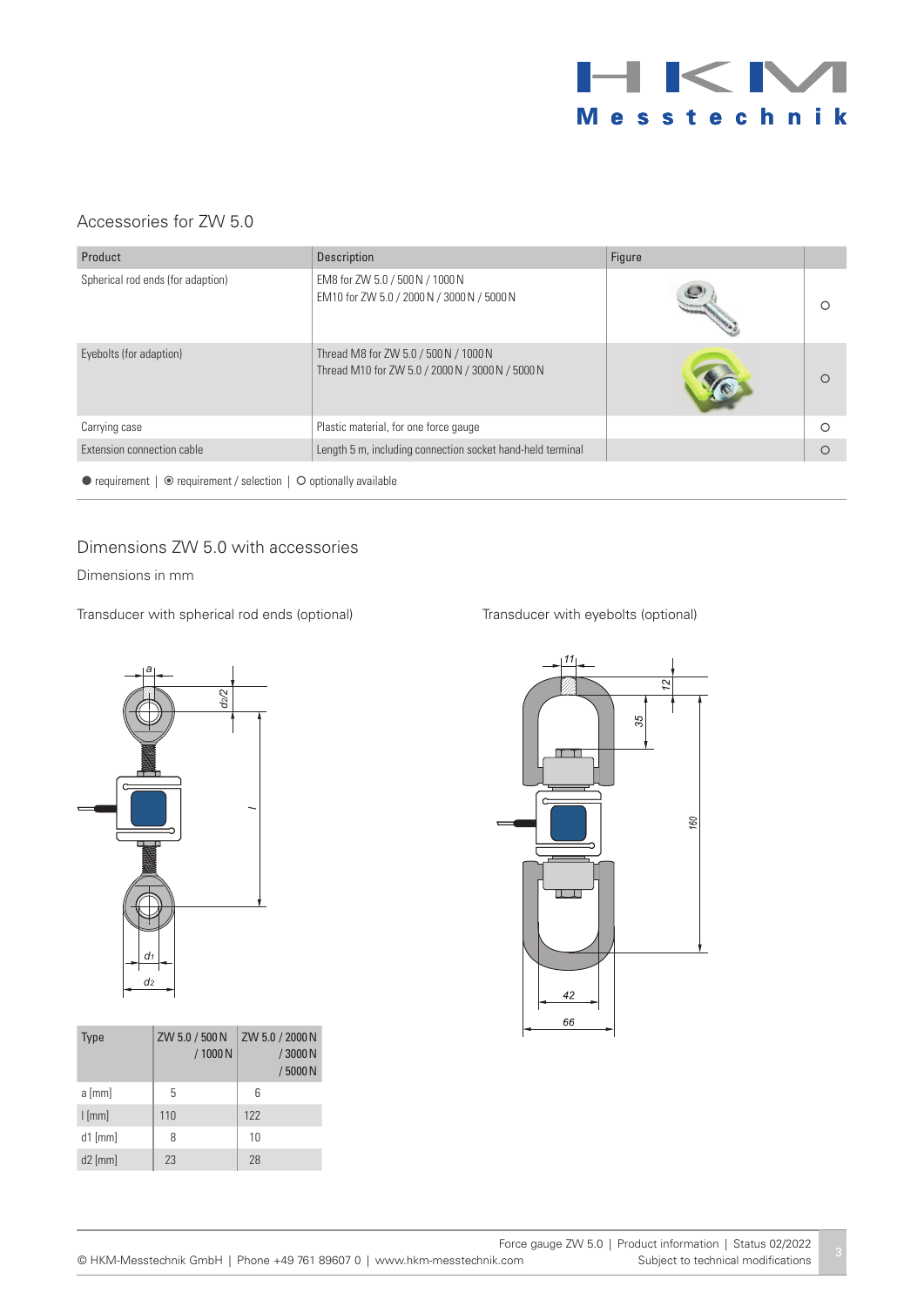## Accessories for ZW 5.0

| Product | Description | Figure | |
|---|---|---|---|
| Spherical rod ends (for adaption) | EM8 for ZW 5.0 / 500 N / 1000 N<br>EM10 for ZW 5.0 / 2000 N / 3000 N / 5000 N | | ○ |
| Eyebolts (for adaption) | Thread M8 for ZW 5.0 / 500 N / 1000 N<br>Thread M10 for ZW 5.0 / 2000 N / 3000 N / 5000 N | | ○ |
| Carrying case | Plastic material, for one force gauge | | ○ |
| Extension connection cable | Length 5 m, including connection socket hand-held terminal | | ○ |

● requirement | ⦿ requirement / selection | ○ optionally available

## Dimensions ZW 5.0 with accessories

Dimensions in mm

Transducer with spherical rod ends (optional)

a
d2/2
l
d1
d2

Transducer with eyebolts (optional)

11
12
35
160
42
66

| Type | ZW 5.0 / 500 N / 1000 N | ZW 5.0 / 2000 N / 3000 N / 5000 N |
|---|---|---|
| a [mm] | 5 | 6 |
| l [mm] | 110 | 122 |
| d1 [mm] | 8 | 10 |
| d2 [mm] | 23 | 28 |